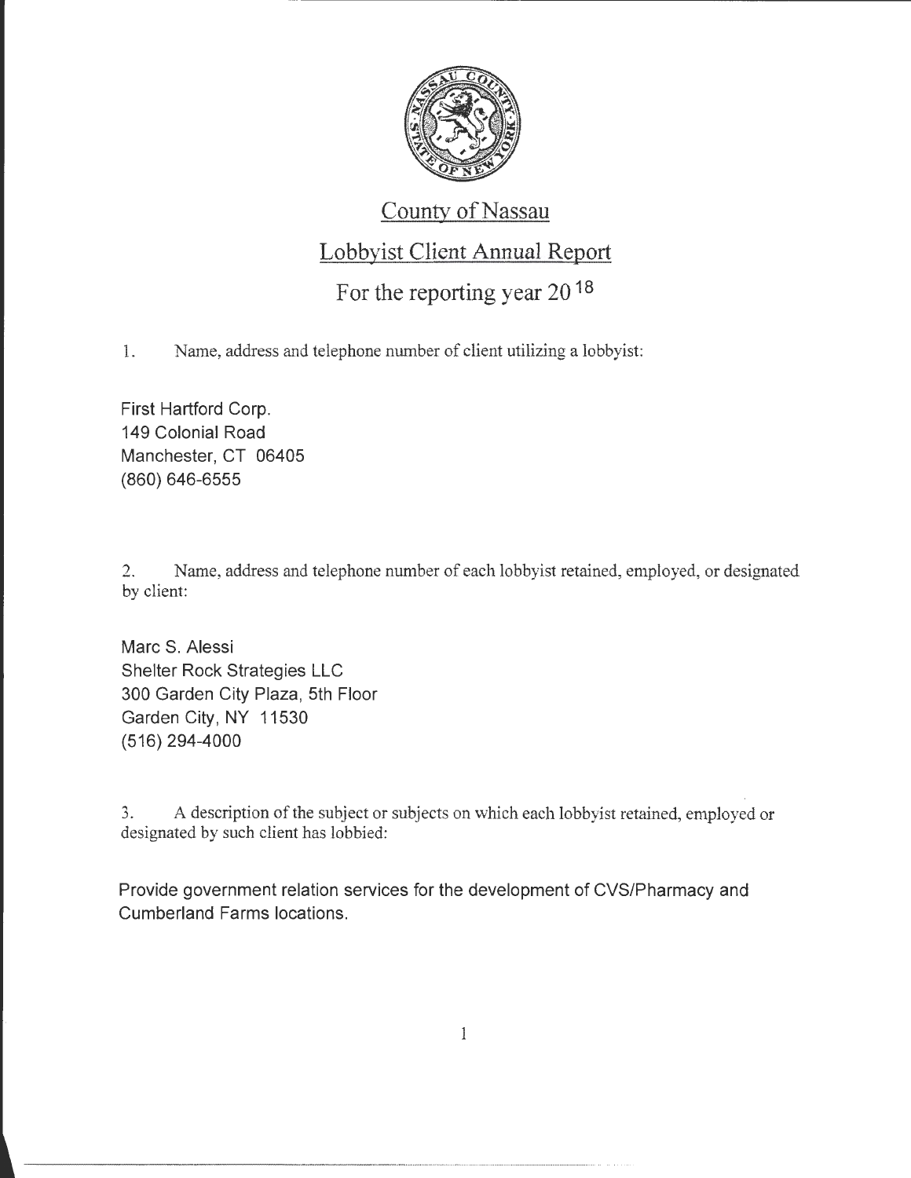# County of Nassau

## Lobbyist Client Annual Report

## For the reporting year 20 18

1. Name, address and telephone number of client utilizing a lobbyist:

First Hartford Corp.
149 Colonial Road
Manchester, CT 06405
(860) 646-6555

2. Name, address and telephone number of each lobbyist retained, employed, or designated by client:

Marc S. Alessi
Shelter Rock Strategies LLC
300 Garden City Plaza, 5th Floor
Garden City, NY 11530
(516) 294-4000

3. A description of the subject or subjects on which each lobbyist retained, employed or designated by such client has lobbied:

Provide government relation services for the development of CVS/Pharmacy and Cumberland Farms locations.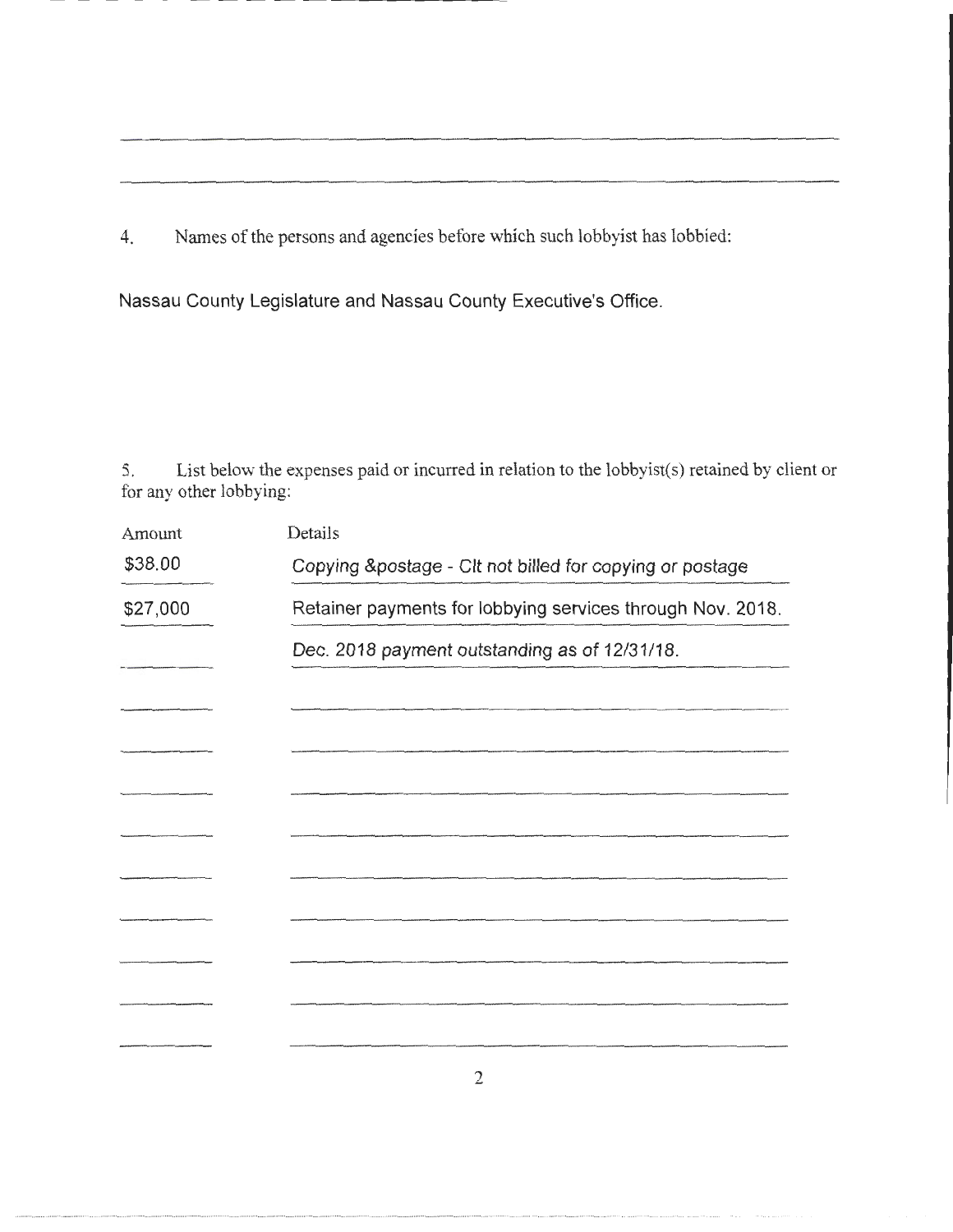4. Names of the persons and agencies before which such lobbyist has lobbied:

Nassau County Legislature and Nassau County Executive's Office.

5. List below the expenses paid or incurred in relation to the lobbyist(s) retained by client or for any other lobbying:

| Amount | Details |
|---|---|
| $38.00 | Copying &postage - Clt not billed for copying or postage |
| $27,000 | Retainer payments for lobbying services through Nov. 2018. |
| | Dec. 2018 payment outstanding as of 12/31/18. |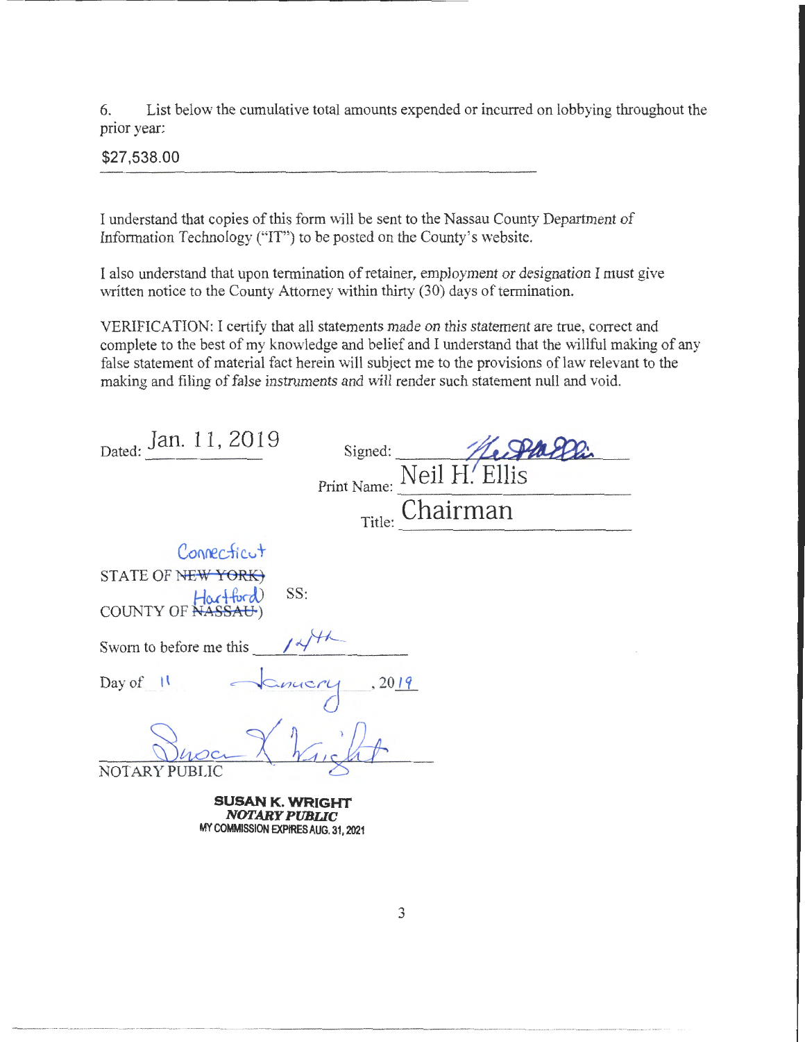6. List below the cumulative total amounts expended or incurred on lobbying throughout the prior year:

$27,538.00

I understand that copies of this form will be sent to the Nassau County Department of Information Technology ("IT") to be posted on the County's website.

I also understand that upon termination of retainer, employment or designation I must give written notice to the County Attorney within thirty (30) days of termination.

VERIFICATION: I certify that all statements made on this statement are true, correct and complete to the best of my knowledge and belief and I understand that the willful making of any false statement of material fact herein will subject me to the provisions of law relevant to the making and filing of false instruments and will render such statement null and void.

Dated: Jan. 11, 2019

Signed: [signature]

Print Name: Neil H. Ellis

Title: Chairman

STATE OF ~~NEW YORK~~ Connecticut )
COUNTY OF ~~NASSAU~~ Hartford ) SS:

Sworn to before me this 14th

Day of 11 January, 2019

[signature]
NOTARY PUBLIC

**SUSAN K. WRIGHT**
***NOTARY PUBLIC***
MY COMMISSION EXPIRES AUG. 31, 2021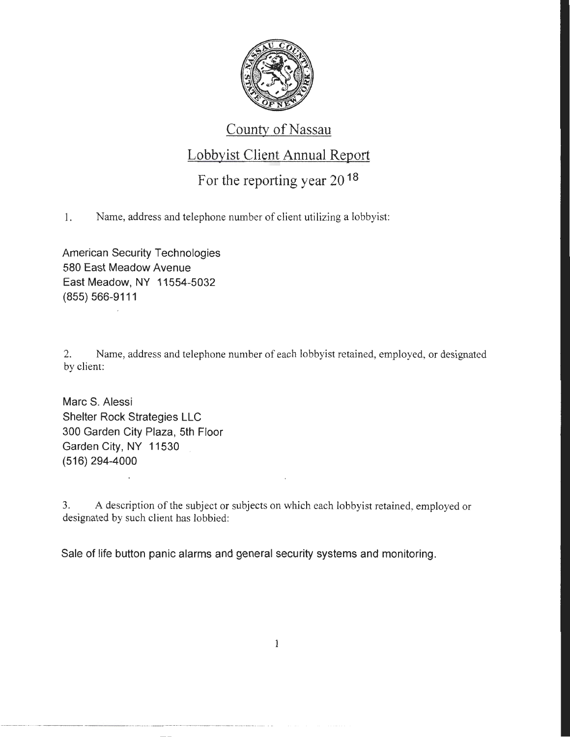# County of Nassau

## Lobbyist Client Annual Report

### For the reporting year 20 18

1. Name, address and telephone number of client utilizing a lobbyist:

American Security Technologies
580 East Meadow Avenue
East Meadow, NY 11554-5032
(855) 566-9111

2. Name, address and telephone number of each lobbyist retained, employed, or designated by client:

Marc S. Alessi
Shelter Rock Strategies LLC
300 Garden City Plaza, 5th Floor
Garden City, NY 11530
(516) 294-4000

3. A description of the subject or subjects on which each lobbyist retained, employed or designated by such client has lobbied:

Sale of life button panic alarms and general security systems and monitoring.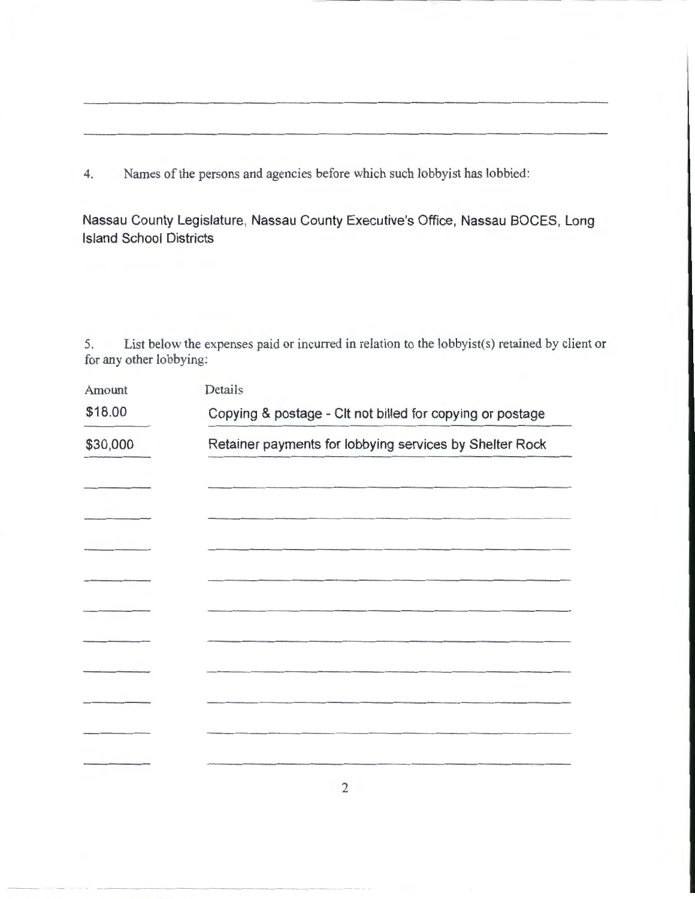4. Names of the persons and agencies before which such lobbyist has lobbied:

Nassau County Legislature, Nassau County Executive's Office, Nassau BOCES, Long Island School Districts

5. List below the expenses paid or incurred in relation to the lobbyist(s) retained by client or for any other lobbying:

| Amount | Details |
| --- | --- |
| $18.00 | Copying & postage - Clt not billed for copying or postage |
| $30,000 | Retainer payments for lobbying services by Shelter Rock |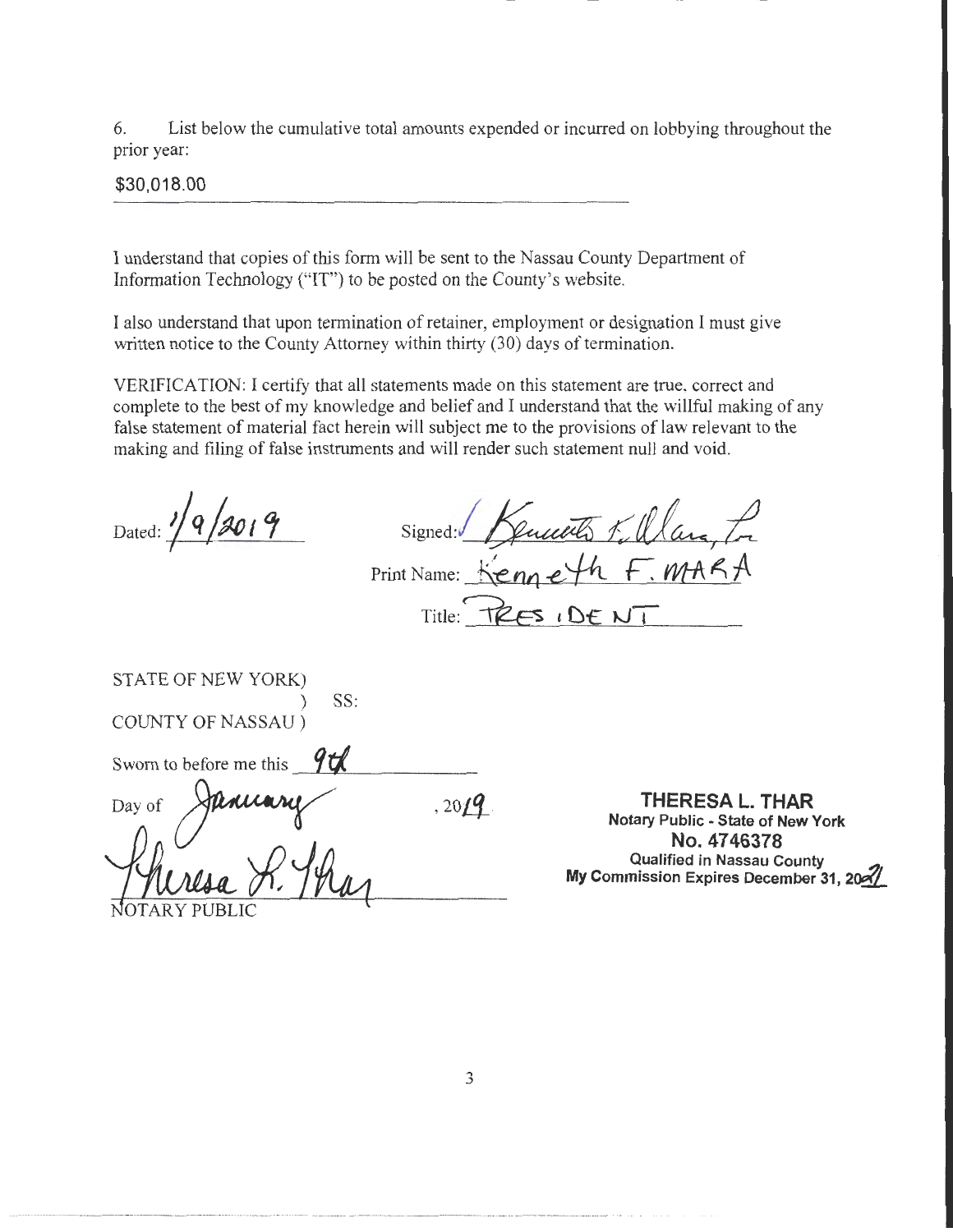6. List below the cumulative total amounts expended or incurred on lobbying throughout the prior year:

$30,018.00

I understand that copies of this form will be sent to the Nassau County Department of Information Technology ("IT") to be posted on the County's website.

I also understand that upon termination of retainer, employment or designation I must give written notice to the County Attorney within thirty (30) days of termination.

VERIFICATION: I certify that all statements made on this statement are true, correct and complete to the best of my knowledge and belief and I understand that the willful making of any false statement of material fact herein will subject me to the provisions of law relevant to the making and filing of false instruments and will render such statement null and void.

Dated: 1/9/2019

Signed: Kenneth F. Mara, Pr

Print Name: Kenneth F. MARA

Title: PRESIDENT

STATE OF NEW YORK)
) SS:
COUNTY OF NASSAU )

Sworn to before me this 9th

Day of January , 2019

Theresa L. Thar

NOTARY PUBLIC

**THERESA L. THAR**
Notary Public - State of New York
No. 4746378
Qualified in Nassau County
My Commission Expires December 31, 2021